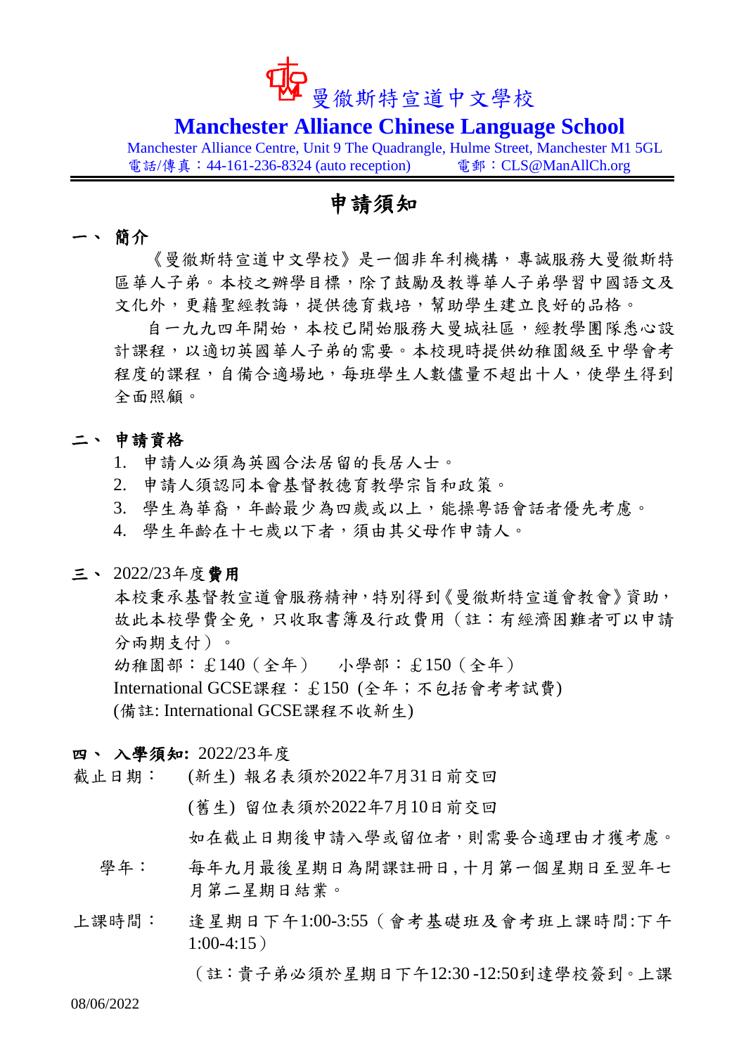# 曼徹斯特宣道中文學校

**Manchester Alliance Chinese Language School**

Manchester Alliance Centre, Unit 9 The Quadrangle, Hulme Street, Manchester M1 5GL
電話/傳真：44-161-236-8324 (auto reception)　　電郵：CLS@ManAllCh.org

## 申請須知

### 一、 簡介

《曼徹斯特宣道中文學校》是一個非牟利機構，專誠服務大曼徹斯特區華人子弟。本校之辦學目標，除了鼓勵及教導華人子弟學習中國語文及文化外，更藉聖經教誨，提供德育栽培，幫助學生建立良好的品格。

自一九九四年開始，本校已開始服務大曼城社區，經教學團隊悉心設計課程，以適切英國華人子弟的需要。本校現時提供幼稚園級至中學會考程度的課程，自備合適場地，每班學生人數儘量不超出十人，使學生得到全面照顧。

### 二、 申請資格

1. 申請人必須為英國合法居留的長居人士。
2. 申請人須認同本會基督教德育教學宗旨和政策。
3. 學生為華裔，年齡最少為四歲或以上，能操粵語會話者優先考慮。
4. 學生年齡在十七歲以下者，須由其父母作申請人。

### 三、 2022/23年度**費用**

本校秉承基督教宣道會服務精神，特別得到《曼徹斯特宣道會教會》資助，故此本校學費全免，只收取書簿及行政費用（註：有經濟困難者可以申請分兩期支付）。

幼稚園部：£140（全年）　小學部：£150（全年）

International GCSE課程：£150 (全年；不包括會考考試費)

(備註: International GCSE課程不收新生)

### 四、 **入學須知:** 2022/23年度

截止日期：　(新生) 報名表須於2022年7月31日前交回

(舊生) 留位表須於2022年7月10日前交回

如在截止日期後申請入學或留位者，則需要合適理由才獲考慮。

學年：　每年九月最後星期日為開課註冊日，十月第一個星期日至翌年七月第二星期日結業。

上課時間：　逢星期日下午1:00-3:55（會考基礎班及會考班上課時間:下午1:00-4:15）

（註：貴子弟必須於星期日下午12:30 -12:50到達學校簽到。上課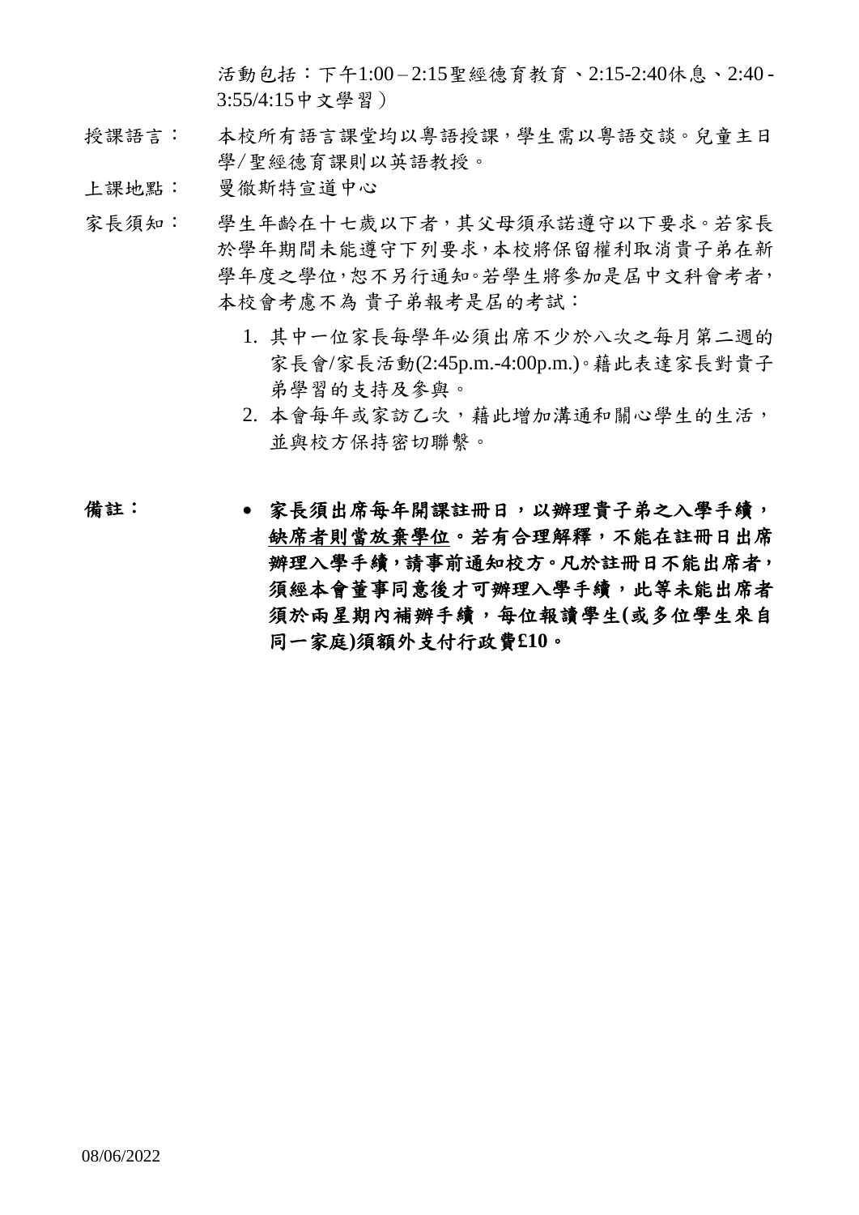活動包括：下午1:00 – 2:15聖經德育教育、2:15-2:40休息、2:40 - 3:55/4:15中文學習）

授課語言： 本校所有語言課堂均以粵語授課，學生需以粵語交談。兒童主日學/聖經德育課則以英語教授。

上課地點： 曼徹斯特宣道中心

家長須知： 學生年齡在十七歲以下者，其父母須承諾遵守以下要求。若家長於學年期間未能遵守下列要求，本校將保留權利取消貴子弟在新學年度之學位，恕不另行通知。若學生將參加是屆中文科會考者，本校會考慮不為 貴子弟報考是屆的考試：

1. 其中一位家長每學年必須出席不少於八次之每月第二週的家長會/家長活動(2:45p.m.-4:00p.m.)。藉此表達家長對貴子弟學習的支持及參與。
2. 本會每年或家訪乙次，藉此增加溝通和關心學生的生活，並與校方保持密切聯繫。

**備註：**

- **家長須出席每年開課註冊日，以辦理貴子弟之入學手續，<u>缺席者則當放棄學位</u>。若有合理解釋，不能在註冊日出席辦理入學手續，請事前通知校方。凡於註冊日不能出席者，須經本會董事同意後才可辦理入學手續，此等未能出席者須於兩星期內補辦手續，每位報讀學生(或多位學生來自同一家庭)須額外支付行政費£10。**

08/06/2022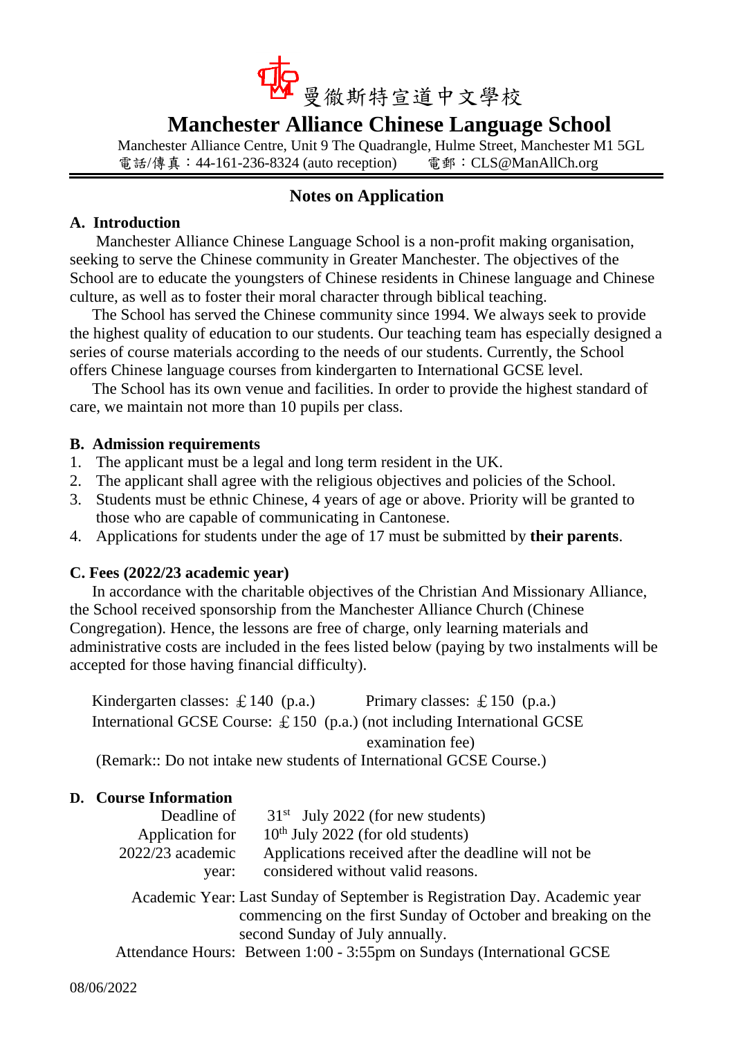曼徹斯特宣道中文學校

# Manchester Alliance Chinese Language School

Manchester Alliance Centre, Unit 9 The Quadrangle, Hulme Street, Manchester M1 5GL
電話/傳真：44-161-236-8324 (auto reception)　　電郵：CLS@ManAllCh.org

## Notes on Application

### A. Introduction

Manchester Alliance Chinese Language School is a non-profit making organisation, seeking to serve the Chinese community in Greater Manchester. The objectives of the School are to educate the youngsters of Chinese residents in Chinese language and Chinese culture, as well as to foster their moral character through biblical teaching.

The School has served the Chinese community since 1994. We always seek to provide the highest quality of education to our students. Our teaching team has especially designed a series of course materials according to the needs of our students. Currently, the School offers Chinese language courses from kindergarten to International GCSE level.

The School has its own venue and facilities. In order to provide the highest standard of care, we maintain not more than 10 pupils per class.

### B. Admission requirements

1. The applicant must be a legal and long term resident in the UK.
2. The applicant shall agree with the religious objectives and policies of the School.
3. Students must be ethnic Chinese, 4 years of age or above. Priority will be granted to those who are capable of communicating in Cantonese.
4. Applications for students under the age of 17 must be submitted by **their parents**.

### C. Fees (2022/23 academic year)

In accordance with the charitable objectives of the Christian And Missionary Alliance, the School received sponsorship from the Manchester Alliance Church (Chinese Congregation). Hence, the lessons are free of charge, only learning materials and administrative costs are included in the fees listed below (paying by two instalments will be accepted for those having financial difficulty).

Kindergarten classes: ￡140 (p.a.)　　Primary classes: ￡150 (p.a.)

International GCSE Course: ￡150 (p.a.) (not including International GCSE examination fee)

(Remark:: Do not intake new students of International GCSE Course.)

### D. Course Information

Deadline of Application for 2022/23 academic year:
31st July 2022 (for new students)
10th July 2022 (for old students)
Applications received after the deadline will not be considered without valid reasons.

Academic Year: Last Sunday of September is Registration Day. Academic year commencing on the first Sunday of October and breaking on the second Sunday of July annually.

Attendance Hours: Between 1:00 - 3:55pm on Sundays (International GCSE

08/06/2022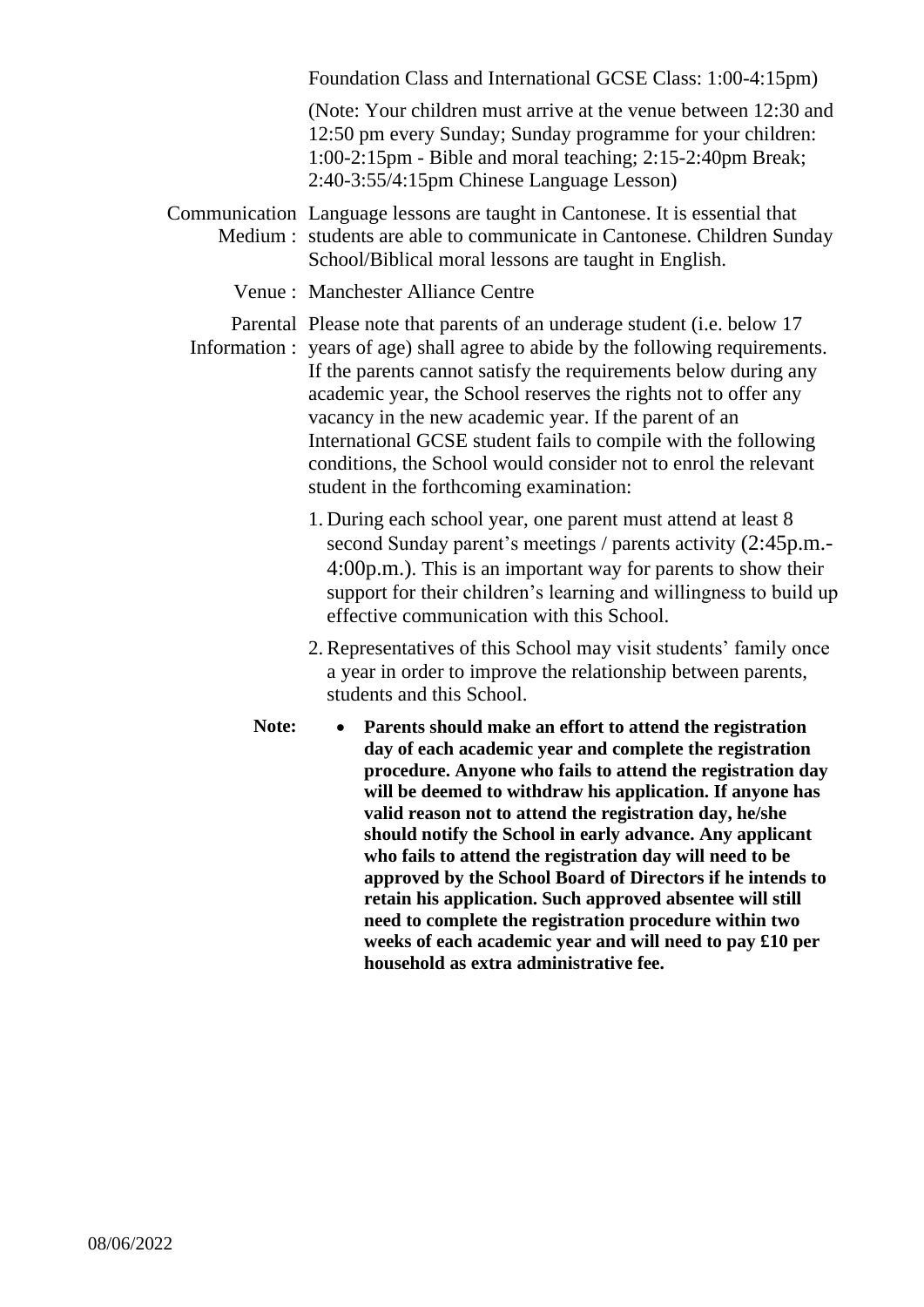Foundation Class and International GCSE Class: 1:00-4:15pm)

(Note: Your children must arrive at the venue between 12:30 and 12:50 pm every Sunday; Sunday programme for your children: 1:00-2:15pm - Bible and moral teaching; 2:15-2:40pm Break; 2:40-3:55/4:15pm Chinese Language Lesson)

**Communication Medium :** Language lessons are taught in Cantonese. It is essential that students are able to communicate in Cantonese. Children Sunday School/Biblical moral lessons are taught in English.

**Venue :** Manchester Alliance Centre

**Parental Information :** Please note that parents of an underage student (i.e. below 17 years of age) shall agree to abide by the following requirements. If the parents cannot satisfy the requirements below during any academic year, the School reserves the rights not to offer any vacancy in the new academic year. If the parent of an International GCSE student fails to compile with the following conditions, the School would consider not to enrol the relevant student in the forthcoming examination:

1. During each school year, one parent must attend at least 8 second Sunday parent's meetings / parents activity (2:45p.m.-4:00p.m.). This is an important way for parents to show their support for their children's learning and willingness to build up effective communication with this School.
2. Representatives of this School may visit students' family once a year in order to improve the relationship between parents, students and this School.

**Note:**

- **Parents should make an effort to attend the registration day of each academic year and complete the registration procedure. Anyone who fails to attend the registration day will be deemed to withdraw his application. If anyone has valid reason not to attend the registration day, he/she should notify the School in early advance. Any applicant who fails to attend the registration day will need to be approved by the School Board of Directors if he intends to retain his application. Such approved absentee will still need to complete the registration procedure within two weeks of each academic year and will need to pay £10 per household as extra administrative fee.**

08/06/2022